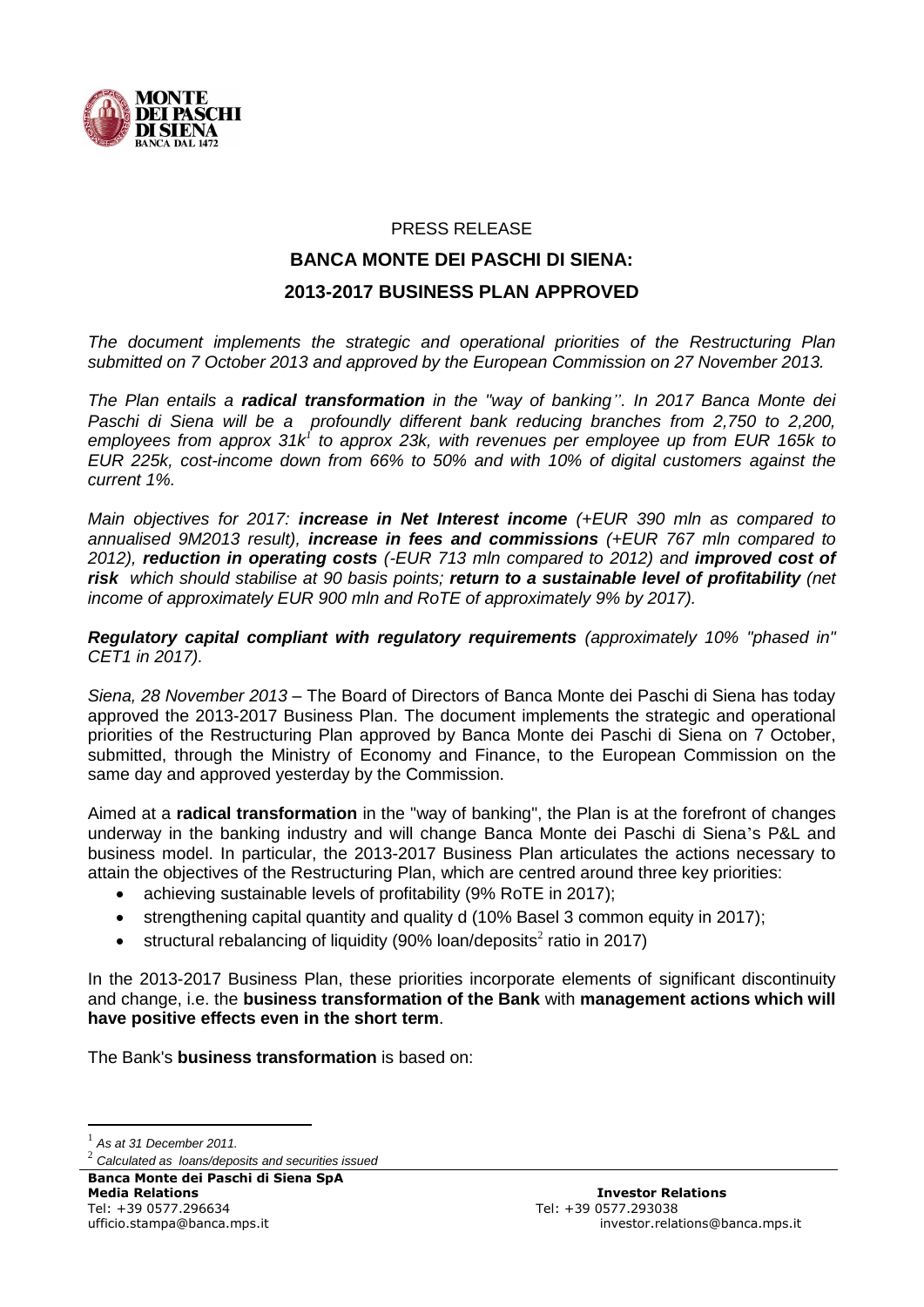PRESS RELEASE

# BANCA MONTE DEI PASCHI DI SIENA:
# 2013-2017 BUSINESS PLAN APPROVED

*The document implements the strategic and operational priorities of the Restructuring Plan submitted on 7 October 2013 and approved by the European Commission on 27 November 2013.*

*The Plan entails a **radical transformation** in the "way of banking''. In 2017 Banca Monte dei Paschi di Siena will be a profoundly different bank reducing branches from 2,750 to 2,200, employees from approx 31k[1] to approx 23k, with revenues per employee up from EUR 165k to EUR 225k, cost-income down from 66% to 50% and with 10% of digital customers against the current 1%.*

*Main objectives for 2017: **increase in Net Interest income** (+EUR 390 mln as compared to annualised 9M2013 result), **increase in fees and commissions** (+EUR 767 mln compared to 2012), **reduction in operating costs** (-EUR 713 mln compared to 2012) and **improved cost of risk** which should stabilise at 90 basis points; **return to a sustainable level of profitability** (net income of approximately EUR 900 mln and RoTE of approximately 9% by 2017).*

***Regulatory capital compliant with regulatory requirements** (approximately 10% "phased in" CET1 in 2017).*

*Siena, 28 November 2013* – The Board of Directors of Banca Monte dei Paschi di Siena has today approved the 2013-2017 Business Plan. The document implements the strategic and operational priorities of the Restructuring Plan approved by Banca Monte dei Paschi di Siena on 7 October, submitted, through the Ministry of Economy and Finance, to the European Commission on the same day and approved yesterday by the Commission.

Aimed at a **radical transformation** in the "way of banking", the Plan is at the forefront of changes underway in the banking industry and will change Banca Monte dei Paschi di Siena's P&L and business model. In particular, the 2013-2017 Business Plan articulates the actions necessary to attain the objectives of the Restructuring Plan, which are centred around three key priorities:

- achieving sustainable levels of profitability (9% RoTE in 2017);
- strengthening capital quantity and quality d (10% Basel 3 common equity in 2017);
- structural rebalancing of liquidity (90% loan/deposits[2] ratio in 2017)

In the 2013-2017 Business Plan, these priorities incorporate elements of significant discontinuity and change, i.e. the **business transformation of the Bank** with **management actions which will have positive effects even in the short term**.

The Bank's **business transformation** is based on:

---

[1] *As at 31 December 2011.*

[2] *Calculated as loans/deposits and securities issued*

**Banca Monte dei Paschi di Siena SpA**

**Media Relations**
Tel: +39 0577.296634
ufficio.stampa@banca.mps.it

**Investor Relations**
Tel: +39 0577.293038
investor.relations@banca.mps.it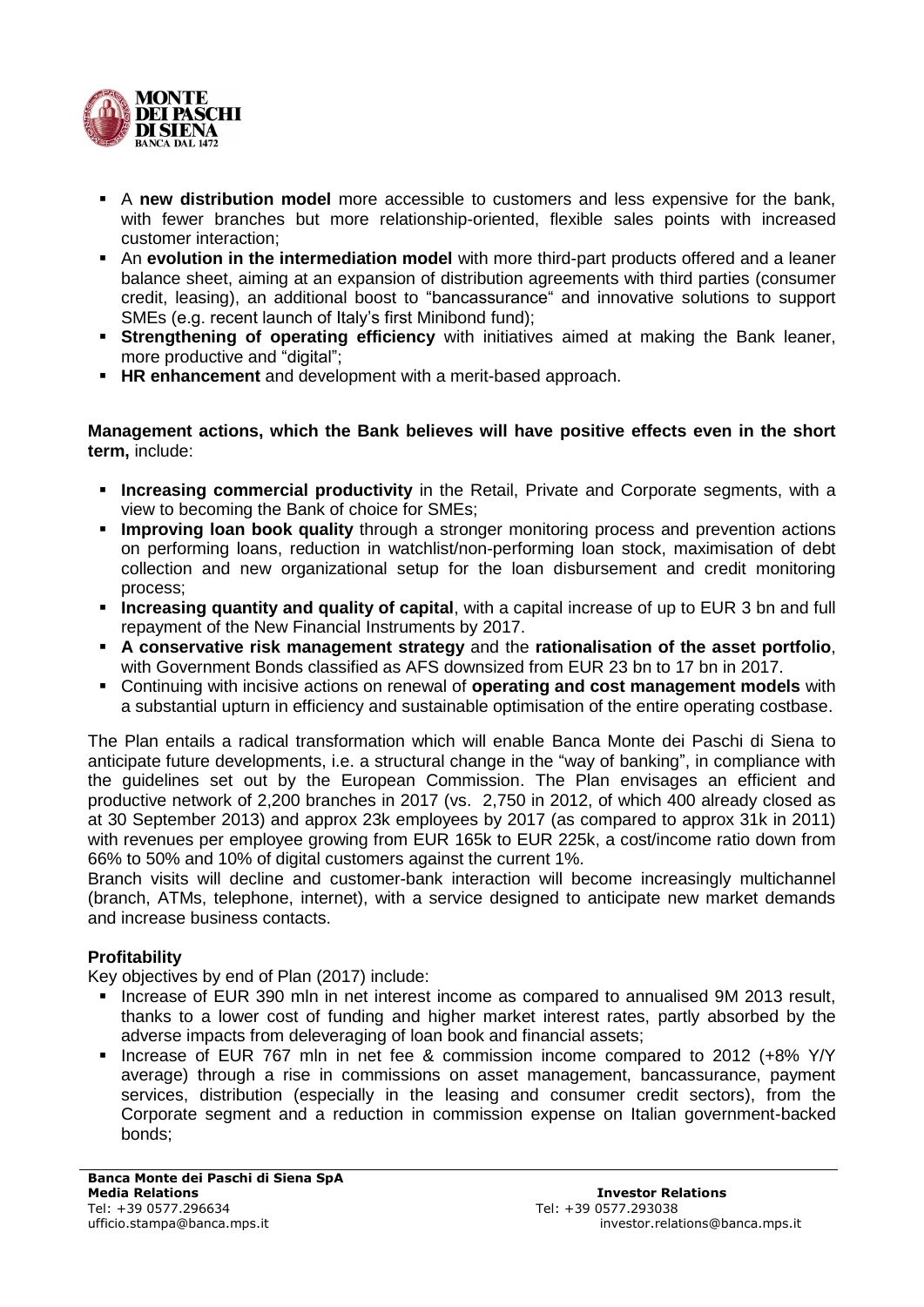- A **new distribution model** more accessible to customers and less expensive for the bank, with fewer branches but more relationship-oriented, flexible sales points with increased customer interaction;
- An **evolution in the intermediation model** with more third-part products offered and a leaner balance sheet, aiming at an expansion of distribution agreements with third parties (consumer credit, leasing), an additional boost to "bancassurance" and innovative solutions to support SMEs (e.g. recent launch of Italy's first Minibond fund);
- **Strengthening of operating efficiency** with initiatives aimed at making the Bank leaner, more productive and "digital";
- **HR enhancement** and development with a merit-based approach.

**Management actions, which the Bank believes will have positive effects even in the short term,** include:

- **Increasing commercial productivity** in the Retail, Private and Corporate segments, with a view to becoming the Bank of choice for SMEs;
- **Improving loan book quality** through a stronger monitoring process and prevention actions on performing loans, reduction in watchlist/non-performing loan stock, maximisation of debt collection and new organizational setup for the loan disbursement and credit monitoring process;
- **Increasing quantity and quality of capital**, with a capital increase of up to EUR 3 bn and full repayment of the New Financial Instruments by 2017.
- **A conservative risk management strategy** and the **rationalisation of the asset portfolio**, with Government Bonds classified as AFS downsized from EUR 23 bn to 17 bn in 2017.
- Continuing with incisive actions on renewal of **operating and cost management models** with a substantial upturn in efficiency and sustainable optimisation of the entire operating costbase.

The Plan entails a radical transformation which will enable Banca Monte dei Paschi di Siena to anticipate future developments, i.e. a structural change in the "way of banking", in compliance with the guidelines set out by the European Commission. The Plan envisages an efficient and productive network of 2,200 branches in 2017 (vs. 2,750 in 2012, of which 400 already closed as at 30 September 2013) and approx 23k employees by 2017 (as compared to approx 31k in 2011) with revenues per employee growing from EUR 165k to EUR 225k, a cost/income ratio down from 66% to 50% and 10% of digital customers against the current 1%.

Branch visits will decline and customer-bank interaction will become increasingly multichannel (branch, ATMs, telephone, internet), with a service designed to anticipate new market demands and increase business contacts.

**Profitability**

Key objectives by end of Plan (2017) include:

- Increase of EUR 390 mln in net interest income as compared to annualised 9M 2013 result, thanks to a lower cost of funding and higher market interest rates, partly absorbed by the adverse impacts from deleveraging of loan book and financial assets;
- Increase of EUR 767 mln in net fee & commission income compared to 2012 (+8% Y/Y average) through a rise in commissions on asset management, bancassurance, payment services, distribution (especially in the leasing and consumer credit sectors), from the Corporate segment and a reduction in commission expense on Italian government-backed bonds;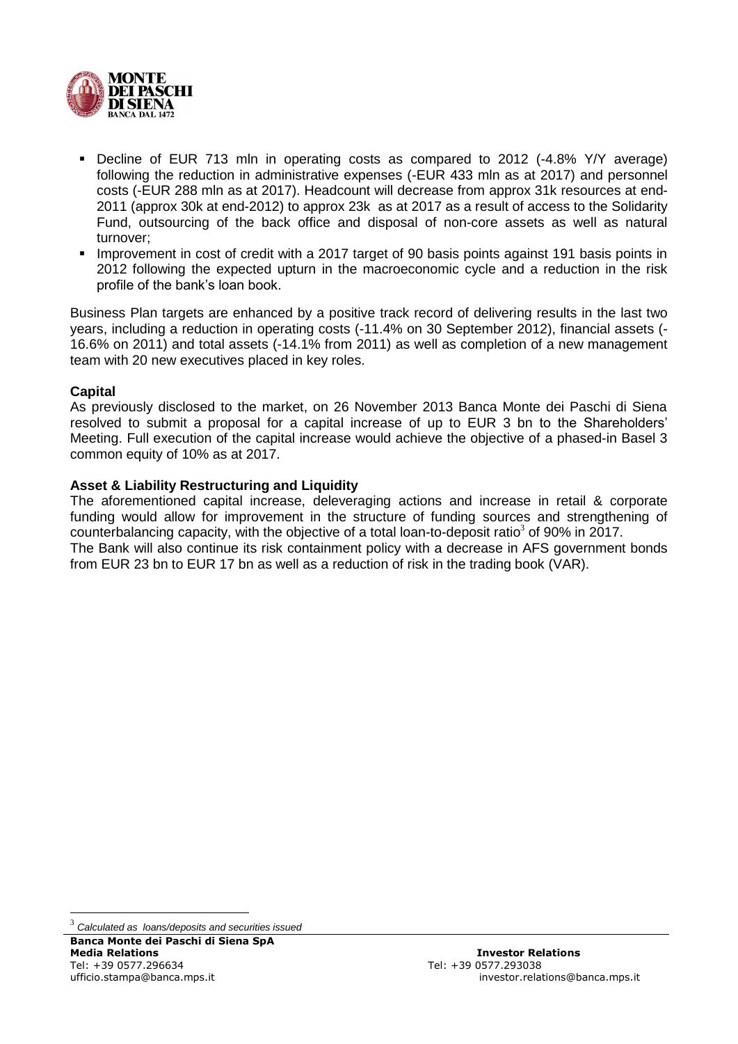- Decline of EUR 713 mln in operating costs as compared to 2012 (-4.8% Y/Y average) following the reduction in administrative expenses (-EUR 433 mln as at 2017) and personnel costs (-EUR 288 mln as at 2017). Headcount will decrease from approx 31k resources at end-2011 (approx 30k at end-2012) to approx 23k as at 2017 as a result of access to the Solidarity Fund, outsourcing of the back office and disposal of non-core assets as well as natural turnover;
- Improvement in cost of credit with a 2017 target of 90 basis points against 191 basis points in 2012 following the expected upturn in the macroeconomic cycle and a reduction in the risk profile of the bank's loan book.

Business Plan targets are enhanced by a positive track record of delivering results in the last two years, including a reduction in operating costs (-11.4% on 30 September 2012), financial assets (-16.6% on 2011) and total assets (-14.1% from 2011) as well as completion of a new management team with 20 new executives placed in key roles.

**Capital**

As previously disclosed to the market, on 26 November 2013 Banca Monte dei Paschi di Siena resolved to submit a proposal for a capital increase of up to EUR 3 bn to the Shareholders' Meeting. Full execution of the capital increase would achieve the objective of a phased-in Basel 3 common equity of 10% as at 2017.

**Asset & Liability Restructuring and Liquidity**

The aforementioned capital increase, deleveraging actions and increase in retail & corporate funding would allow for improvement in the structure of funding sources and strengthening of counterbalancing capacity, with the objective of a total loan-to-deposit ratio[3] of 90% in 2017.

The Bank will also continue its risk containment policy with a decrease in AFS government bonds from EUR 23 bn to EUR 17 bn as well as a reduction of risk in the trading book (VAR).

[3] *Calculated as loans/deposits and securities issued*

**Banca Monte dei Paschi di Siena SpA**

**Media Relations**
Tel: +39 0577.296634
ufficio.stampa@banca.mps.it

**Investor Relations**
Tel: +39 0577.293038
investor.relations@banca.mps.it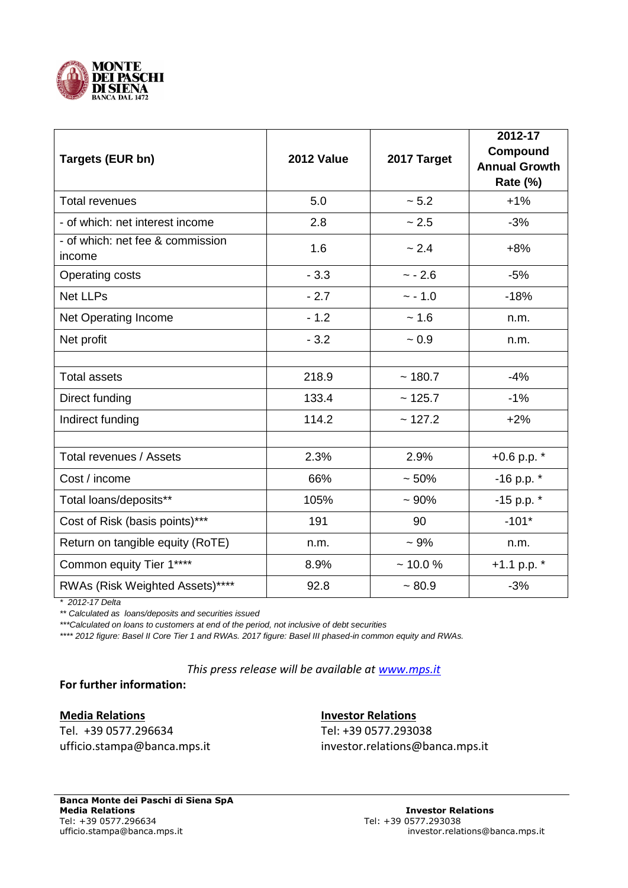| Targets (EUR bn) | 2012 Value | 2017 Target | 2012-17 Compound Annual Growth Rate (%) |
|---|---|---|---|
| Total revenues | 5.0 | ~ 5.2 | +1% |
| - of which: net interest income | 2.8 | ~ 2.5 | -3% |
| - of which: net fee & commission income | 1.6 | ~ 2.4 | +8% |
| Operating costs | - 3.3 | ~ - 2.6 | -5% |
| Net LLPs | - 2.7 | ~ - 1.0 | -18% |
| Net Operating Income | - 1.2 | ~ 1.6 | n.m. |
| Net profit | - 3.2 | ~ 0.9 | n.m. |
| | | | |
| Total assets | 218.9 | ~ 180.7 | -4% |
| Direct funding | 133.4 | ~ 125.7 | -1% |
| Indirect funding | 114.2 | ~ 127.2 | +2% |
| | | | |
| Total revenues / Assets | 2.3% | 2.9% | +0.6 p.p. * |
| Cost / income | 66% | ~ 50% | -16 p.p. * |
| Total loans/deposits** | 105% | ~ 90% | -15 p.p. * |
| Cost of Risk (basis points)*** | 191 | 90 | -101* |
| Return on tangible equity (RoTE) | n.m. | ~ 9% | n.m. |
| Common equity Tier 1**** | 8.9% | ~ 10.0 % | +1.1 p.p. * |
| RWAs (Risk Weighted Assets)**** | 92.8 | ~ 80.9 | -3% |

*\* 2012-17 Delta*

*\*\* Calculated as loans/deposits and securities issued*

*\*\*\*Calculated on loans to customers at end of the period, not inclusive of debt securities*

*\*\*\*\* 2012 figure: Basel II Core Tier 1 and RWAs. 2017 figure: Basel III phased-in common equity and RWAs.*

*This press release will be available at www.mps.it*

**For further information:**

**Media Relations**
Tel. +39 0577.296634
ufficio.stampa@banca.mps.it

**Investor Relations**
Tel: +39 0577.293038
investor.relations@banca.mps.it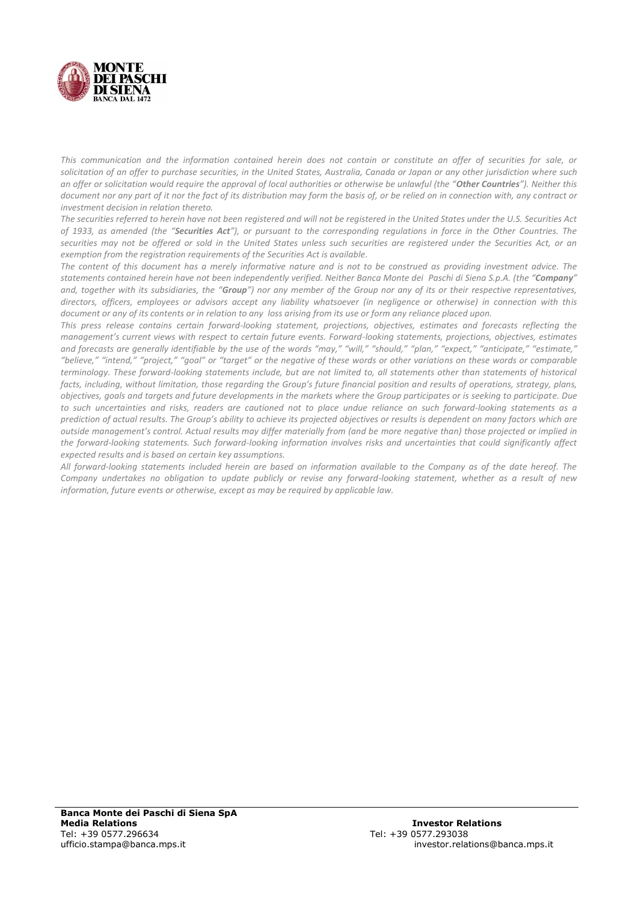*This communication and the information contained herein does not contain or constitute an offer of securities for sale, or solicitation of an offer to purchase securities, in the United States, Australia, Canada or Japan or any other jurisdiction where such an offer or solicitation would require the approval of local authorities or otherwise be unlawful (the "**Other Countries**"). Neither this document nor any part of it nor the fact of its distribution may form the basis of, or be relied on in connection with, any contract or investment decision in relation thereto.*

*The securities referred to herein have not been registered and will not be registered in the United States under the U.S. Securities Act of 1933, as amended (the "**Securities Act**"), or pursuant to the corresponding regulations in force in the Other Countries. The securities may not be offered or sold in the United States unless such securities are registered under the Securities Act, or an exemption from the registration requirements of the Securities Act is available.*

*The content of this document has a merely informative nature and is not to be construed as providing investment advice. The statements contained herein have not been independently verified. Neither Banca Monte dei Paschi di Siena S.p.A. (the "**Company**" and, together with its subsidiaries, the "**Group**") nor any member of the Group nor any of its or their respective representatives, directors, officers, employees or advisors accept any liability whatsoever (in negligence or otherwise) in connection with this document or any of its contents or in relation to any loss arising from its use or form any reliance placed upon.*

*This press release contains certain forward-looking statement, projections, objectives, estimates and forecasts reflecting the management's current views with respect to certain future events. Forward-looking statements, projections, objectives, estimates and forecasts are generally identifiable by the use of the words "may," "will," "should," "plan," "expect," "anticipate," "estimate," "believe," "intend," "project," "goal" or "target" or the negative of these words or other variations on these words or comparable terminology. These forward-looking statements include, but are not limited to, all statements other than statements of historical facts, including, without limitation, those regarding the Group's future financial position and results of operations, strategy, plans, objectives, goals and targets and future developments in the markets where the Group participates or is seeking to participate. Due to such uncertainties and risks, readers are cautioned not to place undue reliance on such forward-looking statements as a prediction of actual results. The Group's ability to achieve its projected objectives or results is dependent on many factors which are outside management's control. Actual results may differ materially from (and be more negative than) those projected or implied in the forward-looking statements. Such forward-looking information involves risks and uncertainties that could significantly affect expected results and is based on certain key assumptions.*

*All forward-looking statements included herein are based on information available to the Company as of the date hereof. The Company undertakes no obligation to update publicly or revise any forward-looking statement, whether as a result of new information, future events or otherwise, except as may be required by applicable law.*

**Banca Monte dei Paschi di Siena SpA**

**Media Relations**
Tel: +39 0577.296634
ufficio.stampa@banca.mps.it

**Investor Relations**
Tel: +39 0577.293038
investor.relations@banca.mps.it